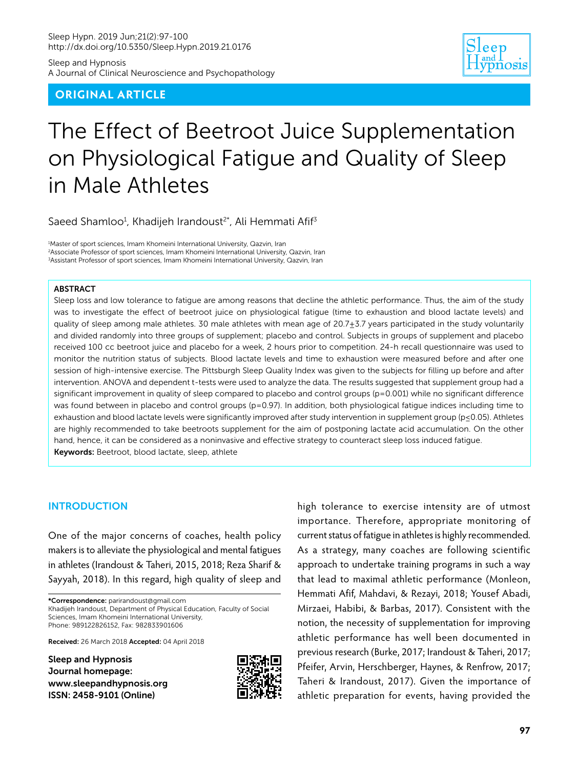Sleep Hypn. 2019 Jun;21(2):97-100
http://dx.doi.org/10.5350/Sleep.Hypn.2019.21.0176

Sleep and Hypnosis
A Journal of Clinical Neuroscience and Psychopathology

**ORIGINAL ARTICLE**

# The Effect of Beetroot Juice Supplementation on Physiological Fatigue and Quality of Sleep in Male Athletes

Saeed Shamloo[1], Khadijeh Irandoust[2*], Ali Hemmati Afif[3]

[1]Master of sport sciences, Imam Khomeini International University, Qazvin, Iran
[2]Associate Professor of sport sciences, Imam Khomeini International University, Qazvin, Iran
[3]Assistant Professor of sport sciences, Imam Khomeini International University, Qazvin, Iran

## ABSTRACT

Sleep loss and low tolerance to fatigue are among reasons that decline the athletic performance. Thus, the aim of the study was to investigate the effect of beetroot juice on physiological fatigue (time to exhaustion and blood lactate levels) and quality of sleep among male athletes. 30 male athletes with mean age of 20.7±3.7 years participated in the study voluntarily and divided randomly into three groups of supplement; placebo and control. Subjects in groups of supplement and placebo received 100 cc beetroot juice and placebo for a week, 2 hours prior to competition. 24-h recall questionnaire was used to monitor the nutrition status of subjects. Blood lactate levels and time to exhaustion were measured before and after one session of high-intensive exercise. The Pittsburgh Sleep Quality Index was given to the subjects for filling up before and after intervention. ANOVA and dependent t-tests were used to analyze the data. The results suggested that supplement group had a significant improvement in quality of sleep compared to placebo and control groups ($p=0.001$) while no significant difference was found between in placebo and control groups ($p=0.97$). In addition, both physiological fatigue indices including time to exhaustion and blood lactate levels were significantly improved after study intervention in supplement group ($p\leq0.05$). Athletes are highly recommended to take beetroots supplement for the aim of postponing lactate acid accumulation. On the other hand, hence, it can be considered as a noninvasive and effective strategy to counteract sleep loss induced fatigue.

**Keywords:** Beetroot, blood lactate, sleep, athlete

## INTRODUCTION

One of the major concerns of coaches, health policy makers is to alleviate the physiological and mental fatigues in athletes (Irandoust & Taheri, 2015, 2018; Reza Sharif & Sayyah, 2018). In this regard, high quality of sleep and high tolerance to exercise intensity are of utmost importance. Therefore, appropriate monitoring of current status of fatigue in athletes is highly recommended. As a strategy, many coaches are following scientific approach to undertake training programs in such a way that lead to maximal athletic performance (Monleon, Hemmati Afif, Mahdavi, & Rezayi, 2018; Yousef Abadi, Mirzaei, Habibi, & Barbas, 2017). Consistent with the notion, the necessity of supplementation for improving athletic performance has well been documented in previous research (Burke, 2017; Irandoust & Taheri, 2017; Pfeifer, Arvin, Herschberger, Haynes, & Renfrow, 2017; Taheri & Irandoust, 2017). Given the importance of athletic preparation for events, having provided the

**\*Correspondence:** parirandoust@gmail.com
Khadijeh Irandoust, Department of Physical Education, Faculty of Social Sciences, Imam Khomeini International University,
Phone: 989122826152, Fax: 982833901606

**Received:** 26 March 2018 **Accepted:** 04 April 2018

**Sleep and Hypnosis Journal homepage: www.sleepandhypnosis.org ISSN: 2458-9101 (Online)**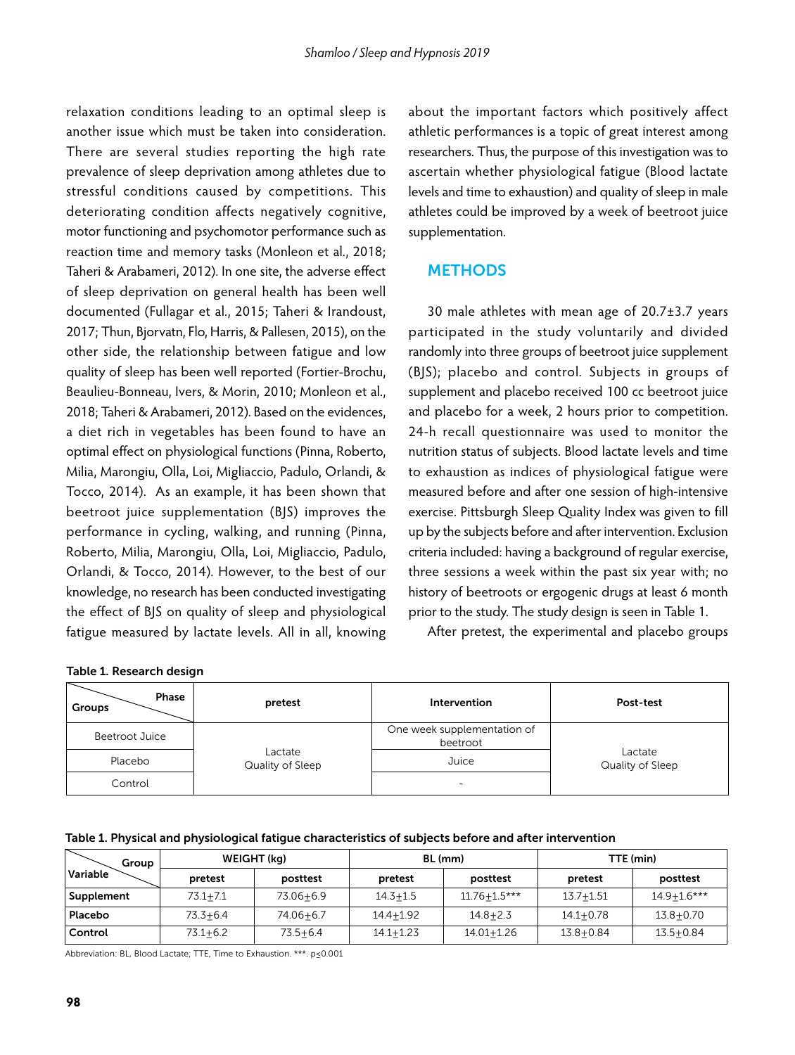relaxation conditions leading to an optimal sleep is another issue which must be taken into consideration. There are several studies reporting the high rate prevalence of sleep deprivation among athletes due to stressful conditions caused by competitions. This deteriorating condition affects negatively cognitive, motor functioning and psychomotor performance such as reaction time and memory tasks (Monleon et al., 2018; Taheri & Arabameri, 2012). In one site, the adverse effect of sleep deprivation on general health has been well documented (Fullagar et al., 2015; Taheri & Irandoust, 2017; Thun, Bjorvatn, Flo, Harris, & Pallesen, 2015), on the other side, the relationship between fatigue and low quality of sleep has been well reported (Fortier-Brochu, Beaulieu-Bonneau, Ivers, & Morin, 2010; Monleon et al., 2018; Taheri & Arabameri, 2012). Based on the evidences, a diet rich in vegetables has been found to have an optimal effect on physiological functions (Pinna, Roberto, Milia, Marongiu, Olla, Loi, Migliaccio, Padulo, Orlandi, & Tocco, 2014). As an example, it has been shown that beetroot juice supplementation (BJS) improves the performance in cycling, walking, and running (Pinna, Roberto, Milia, Marongiu, Olla, Loi, Migliaccio, Padulo, Orlandi, & Tocco, 2014). However, to the best of our knowledge, no research has been conducted investigating the effect of BJS on quality of sleep and physiological fatigue measured by lactate levels. All in all, knowing about the important factors which positively affect athletic performances is a topic of great interest among researchers. Thus, the purpose of this investigation was to ascertain whether physiological fatigue (Blood lactate levels and time to exhaustion) and quality of sleep in male athletes could be improved by a week of beetroot juice supplementation.

## METHODS

30 male athletes with mean age of 20.7±3.7 years participated in the study voluntarily and divided randomly into three groups of beetroot juice supplement (BJS); placebo and control. Subjects in groups of supplement and placebo received 100 cc beetroot juice and placebo for a week, 2 hours prior to competition. 24-h recall questionnaire was used to monitor the nutrition status of subjects. Blood lactate levels and time to exhaustion as indices of physiological fatigue were measured before and after one session of high-intensive exercise. Pittsburgh Sleep Quality Index was given to fill up by the subjects before and after intervention. Exclusion criteria included: having a background of regular exercise, three sessions a week within the past six year with; no history of beetroots or ergogenic drugs at least 6 month prior to the study. The study design is seen in Table 1.

After pretest, the experimental and placebo groups

**Table 1. Research design**

| Groups \ Phase | pretest | Intervention | Post-test |
|---|---|---|---|
| Beetroot Juice | Lactate Quality of Sleep | One week supplementation of beetroot | Lactate Quality of Sleep |
| Placebo | | Juice | |
| Control | | - | |

**Table 1. Physical and physiological fatigue characteristics of subjects before and after intervention**

| Variable \ Group | WEIGHT (kg) | | BL (mm) | | TTE (min) | |
|---|---|---|---|---|---|---|
| | pretest | posttest | pretest | posttest | pretest | posttest |
| **Supplement** | 73.1±7.1 | 73.06±6.9 | 14.3±1.5 | 11.76±1.5*** | 13.7±1.51 | 14.9±1.6*** |
| **Placebo** | 73.3±6.4 | 74.06±6.7 | 14.4±1.92 | 14.8±2.3 | 14.1±0.78 | 13.8±0.70 |
| **Control** | 73.1±6.2 | 73.5±6.4 | 14.1±1.23 | 14.01±1.26 | 13.8±0.84 | 13.5±0.84 |

Abbreviation: BL, Blood Lactate; TTE, Time to Exhaustion. ***. $p \leq 0.001$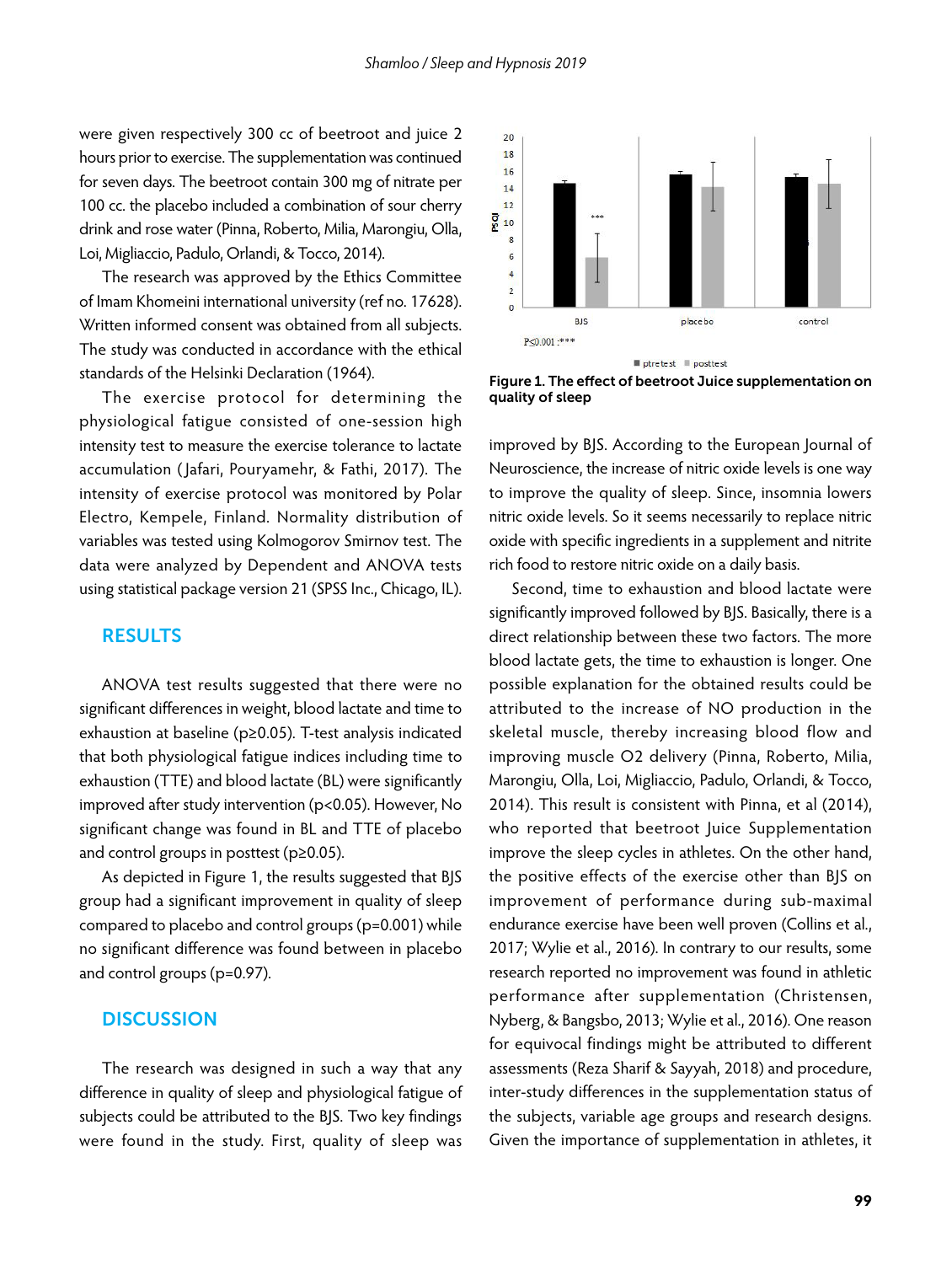were given respectively 300 cc of beetroot and juice 2 hours prior to exercise. The supplementation was continued for seven days. The beetroot contain 300 mg of nitrate per 100 cc. the placebo included a combination of sour cherry drink and rose water (Pinna, Roberto, Milia, Marongiu, Olla, Loi, Migliaccio, Padulo, Orlandi, & Tocco, 2014).

The research was approved by the Ethics Committee of Imam Khomeini international university (ref no. 17628). Written informed consent was obtained from all subjects. The study was conducted in accordance with the ethical standards of the Helsinki Declaration (1964).

The exercise protocol for determining the physiological fatigue consisted of one-session high intensity test to measure the exercise tolerance to lactate accumulation (Jafari, Pouryamehr, & Fathi, 2017). The intensity of exercise protocol was monitored by Polar Electro, Kempele, Finland. Normality distribution of variables was tested using Kolmogorov Smirnov test. The data were analyzed by Dependent and ANOVA tests using statistical package version 21 (SPSS Inc., Chicago, IL).

## RESULTS

ANOVA test results suggested that there were no significant differences in weight, blood lactate and time to exhaustion at baseline ($p \geq 0.05$). T-test analysis indicated that both physiological fatigue indices including time to exhaustion (TTE) and blood lactate (BL) were significantly improved after study intervention ($p<0.05$). However, No significant change was found in BL and TTE of placebo and control groups in posttest ($p \geq 0.05$).

As depicted in Figure 1, the results suggested that BJS group had a significant improvement in quality of sleep compared to placebo and control groups ($p=0.001$) while no significant difference was found between in placebo and control groups ($p=0.97$).

**Figure 1. The effect of beetroot Juice supplementation on quality of sleep**

## DISCUSSION

The research was designed in such a way that any difference in quality of sleep and physiological fatigue of subjects could be attributed to the BJS. Two key findings were found in the study. First, quality of sleep was improved by BJS. According to the European Journal of Neuroscience, the increase of nitric oxide levels is one way to improve the quality of sleep. Since, insomnia lowers nitric oxide levels. So it seems necessarily to replace nitric oxide with specific ingredients in a supplement and nitrite rich food to restore nitric oxide on a daily basis.

Second, time to exhaustion and blood lactate were significantly improved followed by BJS. Basically, there is a direct relationship between these two factors. The more blood lactate gets, the time to exhaustion is longer. One possible explanation for the obtained results could be attributed to the increase of NO production in the skeletal muscle, thereby increasing blood flow and improving muscle $O_2$ delivery (Pinna, Roberto, Milia, Marongiu, Olla, Loi, Migliaccio, Padulo, Orlandi, & Tocco, 2014). This result is consistent with Pinna, et al (2014), who reported that beetroot Juice Supplementation improve the sleep cycles in athletes. On the other hand, the positive effects of the exercise other than BJS on improvement of performance during sub-maximal endurance exercise have been well proven (Collins et al., 2017; Wylie et al., 2016). In contrary to our results, some research reported no improvement was found in athletic performance after supplementation (Christensen, Nyberg, & Bangsbo, 2013; Wylie et al., 2016). One reason for equivocal findings might be attributed to different assessments (Reza Sharif & Sayyah, 2018) and procedure, inter-study differences in the supplementation status of the subjects, variable age groups and research designs. Given the importance of supplementation in athletes, it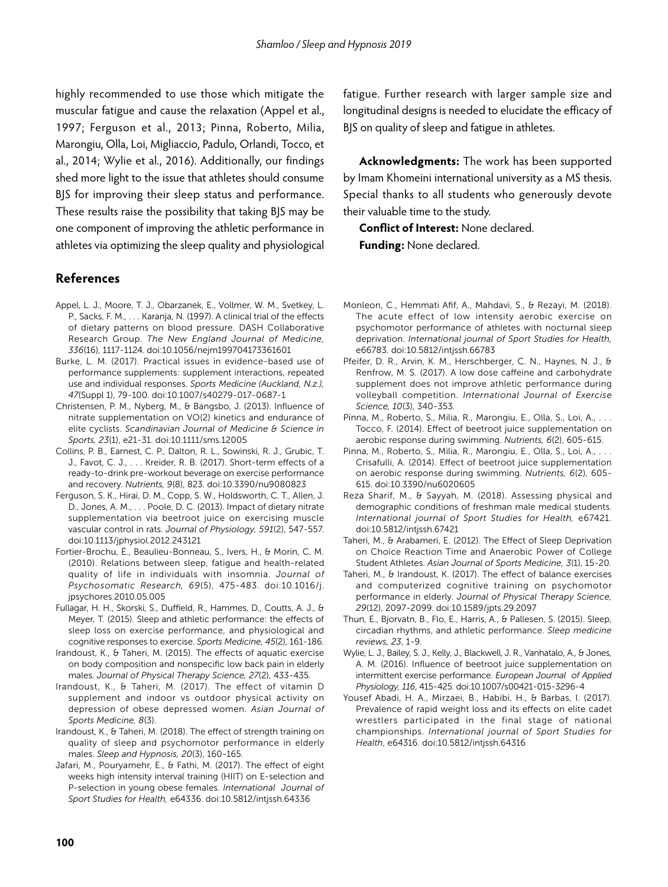highly recommended to use those which mitigate the muscular fatigue and cause the relaxation (Appel et al., 1997; Ferguson et al., 2013; Pinna, Roberto, Milia, Marongiu, Olla, Loi, Migliaccio, Padulo, Orlandi, Tocco, et al., 2014; Wylie et al., 2016). Additionally, our findings shed more light to the issue that athletes should consume BJS for improving their sleep status and performance. These results raise the possibility that taking BJS may be one component of improving the athletic performance in athletes via optimizing the sleep quality and physiological fatigue. Further research with larger sample size and longitudinal designs is needed to elucidate the efficacy of BJS on quality of sleep and fatigue in athletes.

**Acknowledgments:** The work has been supported by Imam Khomeini international university as a MS thesis. Special thanks to all students who generously devote their valuable time to the study.

**Conflict of Interest:** None declared.

**Funding:** None declared.

## References

Appel, L. J., Moore, T. J., Obarzanek, E., Vollmer, W. M., Svetkey, L. P., Sacks, F. M., . . . Karanja, N. (1997). A clinical trial of the effects of dietary patterns on blood pressure. DASH Collaborative Research Group. *The New England Journal of Medicine, 336*(16), 1117-1124. doi:10.1056/nejm199704173361601

Burke, L. M. (2017). Practical issues in evidence-based use of performance supplements: supplement interactions, repeated use and individual responses. *Sports Medicine (Auckland, N.z.), 47*(Suppl 1), 79-100. doi:10.1007/s40279-017-0687-1

Christensen, P. M., Nyberg, M., & Bangsbo, J. (2013). Influence of nitrate supplementation on VO(2) kinetics and endurance of elite cyclists. *Scandinavian Journal of Medicine & Science in Sports, 23*(1), e21-31. doi:10.1111/sms.12005

Collins, P. B., Earnest, C. P., Dalton, R. L., Sowinski, R. J., Grubic, T. J., Favot, C. J., . . . Kreider, R. B. (2017). Short-term effects of a ready-to-drink pre-workout beverage on exercise performance and recovery. *Nutrients, 9*(8), 823. doi:10.3390/nu9080823

Ferguson, S. K., Hirai, D. M., Copp, S. W., Holdsworth, C. T., Allen, J. D., Jones, A. M., . . . Poole, D. C. (2013). Impact of dietary nitrate supplementation via beetroot juice on exercising muscle vascular control in rats. *Journal of Physiology, 591*(2), 547-557. doi:10.1113/jphysiol.2012.243121

Fortier-Brochu, É., Beaulieu-Bonneau, S., Ivers, H., & Morin, C. M. (2010). Relations between sleep, fatigue and health-related quality of life in individuals with insomnia. *Journal of Psychosomatic Research, 69*(5), 475-483. doi:10.1016/j.jpsychores.2010.05.005

Fullagar, H. H., Skorski, S., Duffield, R., Hammes, D., Coutts, A. J., & Meyer, T. (2015). Sleep and athletic performance: the effects of sleep loss on exercise performance, and physiological and cognitive responses to exercise. *Sports Medicine, 45*(2), 161-186.

Irandoust, K., & Taheri, M. (2015). The effects of aquatic exercise on body composition and nonspecific low back pain in elderly males. *Journal of Physical Therapy Science, 27*(2), 433-435.

Irandoust, K., & Taheri, M. (2017). The effect of vitamin D supplement and indoor vs outdoor physical activity on depression of obese depressed women. *Asian Journal of Sports Medicine, 8*(3).

Irandoust, K., & Taheri, M. (2018). The effect of strength training on quality of sleep and psychomotor performance in elderly males. *Sleep and Hypnosis, 20*(3), 160-165.

Jafari, M., Pouryamehr, E., & Fathi, M. (2017). The effect of eight weeks high intensity interval training (HIIT) on E-selection and P-selection in young obese females. *International Journal of Sport Studies for Health,* e64336. doi:10.5812/intjssh.64336

Monleon, C., Hemmati Afif, A., Mahdavi, S., & Rezayi, M. (2018). The acute effect of low intensity aerobic exercise on psychomotor performance of athletes with nocturnal sleep deprivation. *International journal of Sport Studies for Health,* e66783. doi:10.5812/intjssh.66783

Pfeifer, D. R., Arvin, K. M., Herschberger, C. N., Haynes, N. J., & Renfrow, M. S. (2017). A low dose caffeine and carbohydrate supplement does not improve athletic performance during volleyball competition. *International Journal of Exercise Science, 10*(3), 340-353.

Pinna, M., Roberto, S., Milia, R., Marongiu, E., Olla, S., Loi, A., . . . Tocco, F. (2014). Effect of beetroot juice supplementation on aerobic response during swimming. *Nutrients, 6*(2), 605-615.

Pinna, M., Roberto, S., Milia, R., Marongiu, E., Olla, S., Loi, A., . . . Crisafulli, A. (2014). Effect of beetroot juice supplementation on aerobic response during swimming. *Nutrients, 6*(2), 605-615. doi:10.3390/nu6020605

Reza Sharif, M., & Sayyah, M. (2018). Assessing physical and demographic conditions of freshman male medical students. *International journal of Sport Studies for Health,* e67421. doi:10.5812/intjssh.67421

Taheri, M., & Arabameri, E. (2012). The Effect of Sleep Deprivation on Choice Reaction Time and Anaerobic Power of College Student Athletes. *Asian Journal of Sports Medicine, 3*(1), 15-20.

Taheri, M., & Irandoust, K. (2017). The effect of balance exercises and computerized cognitive training on psychomotor performance in elderly. *Journal of Physical Therapy Science, 29*(12), 2097-2099. doi:10.1589/jpts.29.2097

Thun, E., Bjorvatn, B., Flo, E., Harris, A., & Pallesen, S. (2015). Sleep, circadian rhythms, and athletic performance. *Sleep medicine reviews, 23*, 1-9.

Wylie, L. J., Bailey, S. J., Kelly, J., Blackwell, J. R., Vanhatalo, A., & Jones, A. M. (2016). Influence of beetroot juice supplementation on intermittent exercise performance. *European Journal of Applied Physiology, 116*, 415-425. doi:10.1007/s00421-015-3296-4

Yousef Abadi, H. A., Mirzaei, B., Habibi, H., & Barbas, I. (2017). Prevalence of rapid weight loss and its effects on elite cadet wrestlers participated in the final stage of national championships. *International journal of Sport Studies for Health*, e64316. doi:10.5812/intjssh.64316